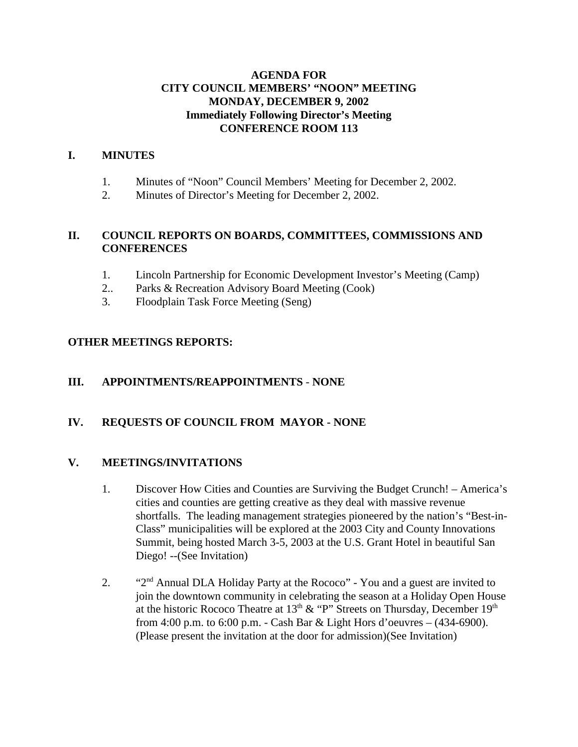**AGENDA FOR**
**CITY COUNCIL MEMBERS' "NOON" MEETING**
**MONDAY, DECEMBER 9, 2002**
**Immediately Following Director's Meeting**
**CONFERENCE ROOM 113**

## I. MINUTES

1. Minutes of "Noon" Council Members' Meeting for December 2, 2002.
2. Minutes of Director's Meeting for December 2, 2002.

## II. COUNCIL REPORTS ON BOARDS, COMMITTEES, COMMISSIONS AND CONFERENCES

1. Lincoln Partnership for Economic Development Investor's Meeting (Camp)
2.. Parks & Recreation Advisory Board Meeting (Cook)
3. Floodplain Task Force Meeting (Seng)

## OTHER MEETINGS REPORTS:

## III. APPOINTMENTS/REAPPOINTMENTS - NONE

## IV. REQUESTS OF COUNCIL FROM MAYOR - NONE

## V. MEETINGS/INVITATIONS

1. Discover How Cities and Counties are Surviving the Budget Crunch! – America's cities and counties are getting creative as they deal with massive revenue shortfalls. The leading management strategies pioneered by the nation's "Best-in-Class" municipalities will be explored at the 2003 City and County Innovations Summit, being hosted March 3-5, 2003 at the U.S. Grant Hotel in beautiful San Diego! --(See Invitation)

2. "2nd Annual DLA Holiday Party at the Rococo" - You and a guest are invited to join the downtown community in celebrating the season at a Holiday Open House at the historic Rococo Theatre at 13th & "P" Streets on Thursday, December 19th from 4:00 p.m. to 6:00 p.m. - Cash Bar & Light Hors d'oeuvres – (434-6900). (Please present the invitation at the door for admission)(See Invitation)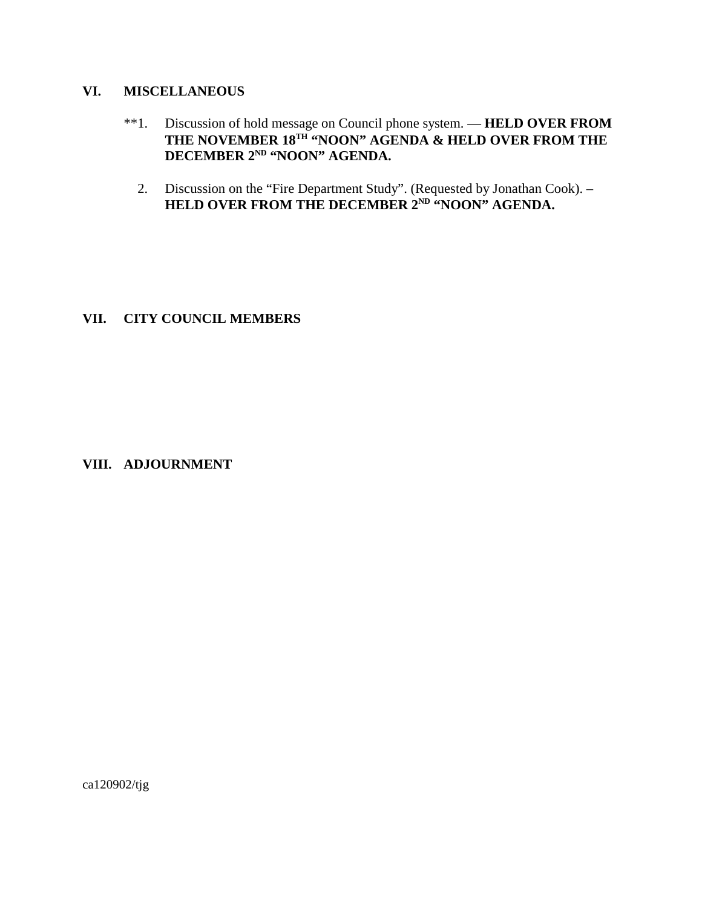## VI. MISCELLANEOUS

**1. Discussion of hold message on Council phone system. — **HELD OVER FROM THE NOVEMBER 18TH "NOON" AGENDA & HELD OVER FROM THE DECEMBER 2ND "NOON" AGENDA.**

2. Discussion on the "Fire Department Study". (Requested by Jonathan Cook). – **HELD OVER FROM THE DECEMBER 2ND "NOON" AGENDA.**

## VII. CITY COUNCIL MEMBERS

## VIII. ADJOURNMENT

ca120902/tjg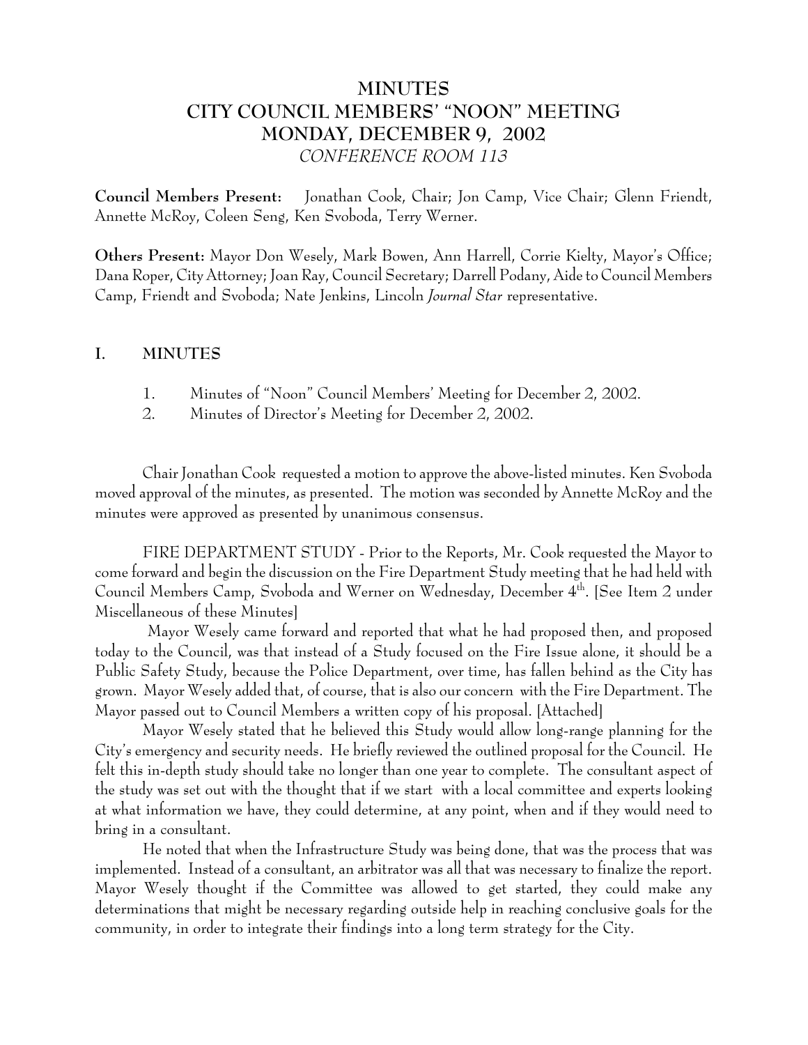# MINUTES
# CITY COUNCIL MEMBERS' "NOON" MEETING
# MONDAY, DECEMBER 9, 2002
*CONFERENCE ROOM 113*

**Council Members Present:** Jonathan Cook, Chair; Jon Camp, Vice Chair; Glenn Friendt, Annette McRoy, Coleen Seng, Ken Svoboda, Terry Werner.

**Others Present:** Mayor Don Wesely, Mark Bowen, Ann Harrell, Corrie Kielty, Mayor's Office; Dana Roper, City Attorney; Joan Ray, Council Secretary; Darrell Podany, Aide to Council Members Camp, Friendt and Svoboda; Nate Jenkins, Lincoln *Journal Star* representative.

## I. MINUTES

1. Minutes of "Noon" Council Members' Meeting for December 2, 2002.
2. Minutes of Director's Meeting for December 2, 2002.

Chair Jonathan Cook requested a motion to approve the above-listed minutes. Ken Svoboda moved approval of the minutes, as presented. The motion was seconded by Annette McRoy and the minutes were approved as presented by unanimous consensus.

FIRE DEPARTMENT STUDY - Prior to the Reports, Mr. Cook requested the Mayor to come forward and begin the discussion on the Fire Department Study meeting that he had held with Council Members Camp, Svoboda and Werner on Wednesday, December 4th. [See Item 2 under Miscellaneous of these Minutes]

Mayor Wesely came forward and reported that what he had proposed then, and proposed today to the Council, was that instead of a Study focused on the Fire Issue alone, it should be a Public Safety Study, because the Police Department, over time, has fallen behind as the City has grown. Mayor Wesely added that, of course, that is also our concern with the Fire Department. The Mayor passed out to Council Members a written copy of his proposal. [Attached]

Mayor Wesely stated that he believed this Study would allow long-range planning for the City's emergency and security needs. He briefly reviewed the outlined proposal for the Council. He felt this in-depth study should take no longer than one year to complete. The consultant aspect of the study was set out with the thought that if we start with a local committee and experts looking at what information we have, they could determine, at any point, when and if they would need to bring in a consultant.

He noted that when the Infrastructure Study was being done, that was the process that was implemented. Instead of a consultant, an arbitrator was all that was necessary to finalize the report. Mayor Wesely thought if the Committee was allowed to get started, they could make any determinations that might be necessary regarding outside help in reaching conclusive goals for the community, in order to integrate their findings into a long term strategy for the City.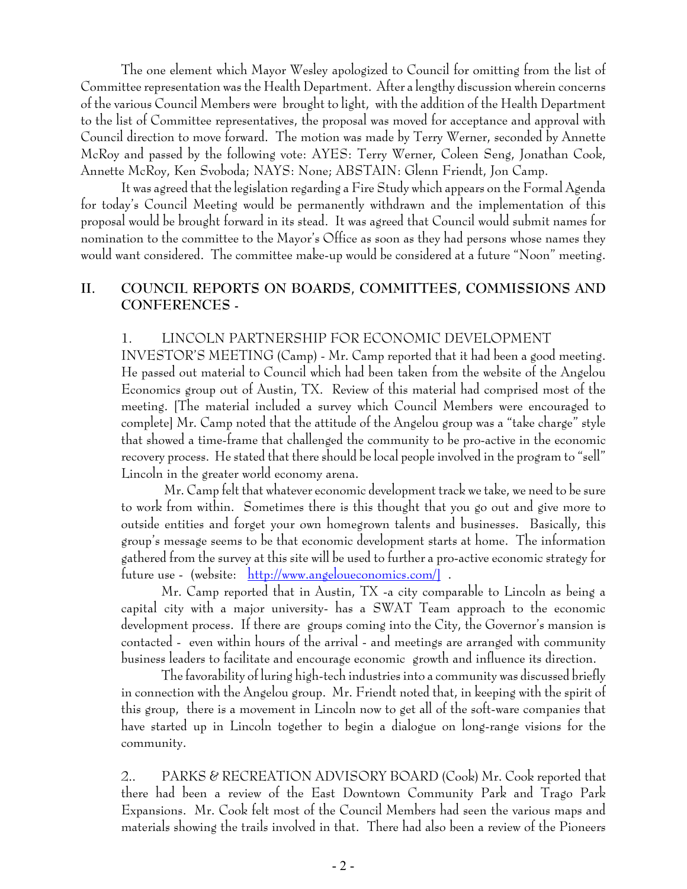The one element which Mayor Wesley apologized to Council for omitting from the list of Committee representation was the Health Department. After a lengthy discussion wherein concerns of the various Council Members were brought to light, with the addition of the Health Department to the list of Committee representatives, the proposal was moved for acceptance and approval with Council direction to move forward. The motion was made by Terry Werner, seconded by Annette McRoy and passed by the following vote: AYES: Terry Werner, Coleen Seng, Jonathan Cook, Annette McRoy, Ken Svoboda; NAYS: None; ABSTAIN: Glenn Friendt, Jon Camp.

It was agreed that the legislation regarding a Fire Study which appears on the Formal Agenda for today's Council Meeting would be permanently withdrawn and the implementation of this proposal would be brought forward in its stead. It was agreed that Council would submit names for nomination to the committee to the Mayor's Office as soon as they had persons whose names they would want considered. The committee make-up would be considered at a future "Noon" meeting.

## II. COUNCIL REPORTS ON BOARDS, COMMITTEES, COMMISSIONS AND CONFERENCES -

1. LINCOLN PARTNERSHIP FOR ECONOMIC DEVELOPMENT INVESTOR'S MEETING (Camp) - Mr. Camp reported that it had been a good meeting. He passed out material to Council which had been taken from the website of the Angelou Economics group out of Austin, TX. Review of this material had comprised most of the meeting. [The material included a survey which Council Members were encouraged to complete] Mr. Camp noted that the attitude of the Angelou group was a "take charge" style that showed a time-frame that challenged the community to be pro-active in the economic recovery process. He stated that there should be local people involved in the program to "sell" Lincoln in the greater world economy arena.

Mr. Camp felt that whatever economic development track we take, we need to be sure to work from within. Sometimes there is this thought that you go out and give more to outside entities and forget your own homegrown talents and businesses. Basically, this group's message seems to be that economic development starts at home. The information gathered from the survey at this site will be used to further a pro-active economic strategy for future use - (website: http://www.angeloueconomics.com/] .

Mr. Camp reported that in Austin, TX -a city comparable to Lincoln as being a capital city with a major university- has a SWAT Team approach to the economic development process. If there are groups coming into the City, the Governor's mansion is contacted - even within hours of the arrival - and meetings are arranged with community business leaders to facilitate and encourage economic growth and influence its direction.

The favorability of luring high-tech industries into a community was discussed briefly in connection with the Angelou group. Mr. Friendt noted that, in keeping with the spirit of this group, there is a movement in Lincoln now to get all of the soft-ware companies that have started up in Lincoln together to begin a dialogue on long-range visions for the community.

2.. PARKS & RECREATION ADVISORY BOARD (Cook) Mr. Cook reported that there had been a review of the East Downtown Community Park and Trago Park Expansions. Mr. Cook felt most of the Council Members had seen the various maps and materials showing the trails involved in that. There had also been a review of the Pioneers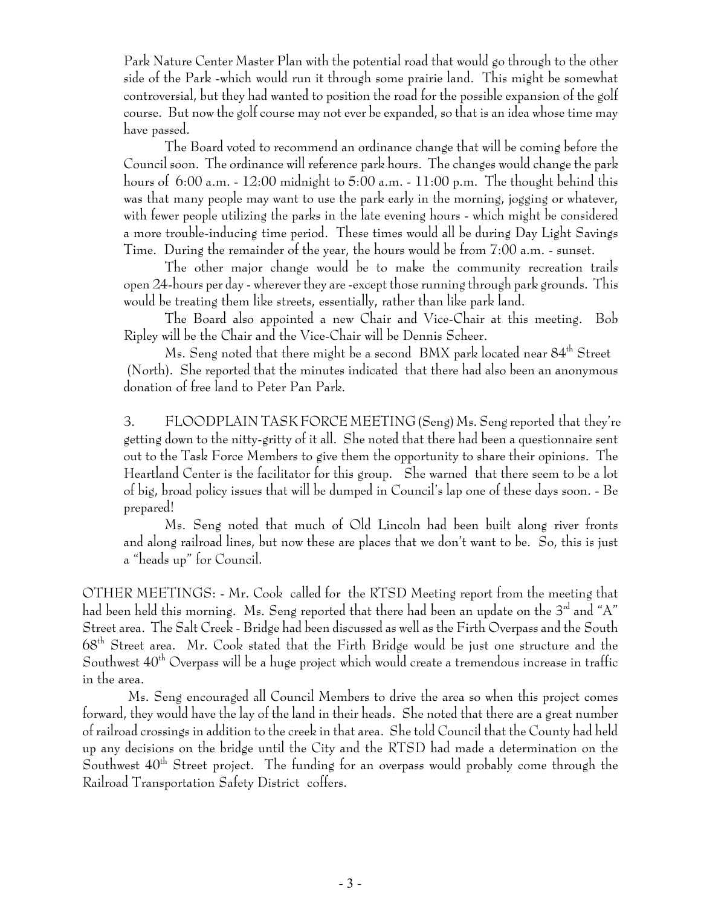Park Nature Center Master Plan with the potential road that would go through to the other side of the Park -which would run it through some prairie land. This might be somewhat controversial, but they had wanted to position the road for the possible expansion of the golf course. But now the golf course may not ever be expanded, so that is an idea whose time may have passed.

The Board voted to recommend an ordinance change that will be coming before the Council soon. The ordinance will reference park hours. The changes would change the park hours of 6:00 a.m. - 12:00 midnight to 5:00 a.m. - 11:00 p.m. The thought behind this was that many people may want to use the park early in the morning, jogging or whatever, with fewer people utilizing the parks in the late evening hours - which might be considered a more trouble-inducing time period. These times would all be during Day Light Savings Time. During the remainder of the year, the hours would be from 7:00 a.m. - sunset.

The other major change would be to make the community recreation trails open 24-hours per day - wherever they are -except those running through park grounds. This would be treating them like streets, essentially, rather than like park land.

The Board also appointed a new Chair and Vice-Chair at this meeting. Bob Ripley will be the Chair and the Vice-Chair will be Dennis Scheer.

Ms. Seng noted that there might be a second BMX park located near 84th Street (North). She reported that the minutes indicated that there had also been an anonymous donation of free land to Peter Pan Park.

3. FLOODPLAIN TASK FORCE MEETING (Seng) Ms. Seng reported that they're getting down to the nitty-gritty of it all. She noted that there had been a questionnaire sent out to the Task Force Members to give them the opportunity to share their opinions. The Heartland Center is the facilitator for this group. She warned that there seem to be a lot of big, broad policy issues that will be dumped in Council's lap one of these days soon. - Be prepared!

Ms. Seng noted that much of Old Lincoln had been built along river fronts and along railroad lines, but now these are places that we don't want to be. So, this is just a "heads up" for Council.

OTHER MEETINGS: - Mr. Cook called for the RTSD Meeting report from the meeting that had been held this morning. Ms. Seng reported that there had been an update on the 3rd and "A" Street area. The Salt Creek - Bridge had been discussed as well as the Firth Overpass and the South 68th Street area. Mr. Cook stated that the Firth Bridge would be just one structure and the Southwest 40th Overpass will be a huge project which would create a tremendous increase in traffic in the area.

Ms. Seng encouraged all Council Members to drive the area so when this project comes forward, they would have the lay of the land in their heads. She noted that there are a great number of railroad crossings in addition to the creek in that area. She told Council that the County had held up any decisions on the bridge until the City and the RTSD had made a determination on the Southwest 40th Street project. The funding for an overpass would probably come through the Railroad Transportation Safety District coffers.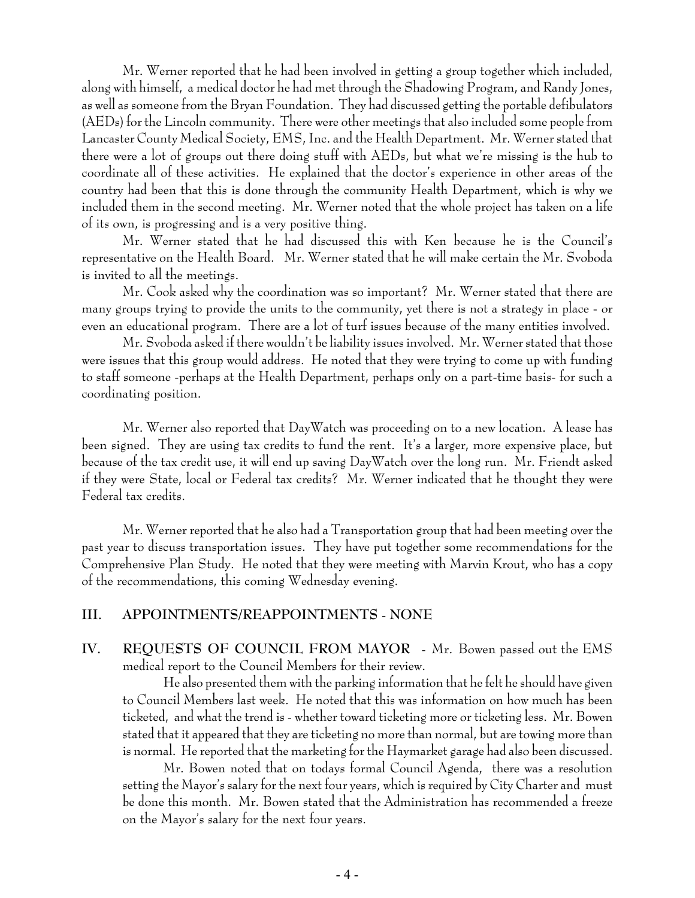Mr. Werner reported that he had been involved in getting a group together which included, along with himself, a medical doctor he had met through the Shadowing Program, and Randy Jones, as well as someone from the Bryan Foundation. They had discussed getting the portable defibulators (AEDs) for the Lincoln community. There were other meetings that also included some people from Lancaster County Medical Society, EMS, Inc. and the Health Department. Mr. Werner stated that there were a lot of groups out there doing stuff with AEDs, but what we're missing is the hub to coordinate all of these activities. He explained that the doctor's experience in other areas of the country had been that this is done through the community Health Department, which is why we included them in the second meeting. Mr. Werner noted that the whole project has taken on a life of its own, is progressing and is a very positive thing.

Mr. Werner stated that he had discussed this with Ken because he is the Council's representative on the Health Board. Mr. Werner stated that he will make certain the Mr. Svoboda is invited to all the meetings.

Mr. Cook asked why the coordination was so important? Mr. Werner stated that there are many groups trying to provide the units to the community, yet there is not a strategy in place - or even an educational program. There are a lot of turf issues because of the many entities involved.

Mr. Svoboda asked if there wouldn't be liability issues involved. Mr. Werner stated that those were issues that this group would address. He noted that they were trying to come up with funding to staff someone -perhaps at the Health Department, perhaps only on a part-time basis- for such a coordinating position.

Mr. Werner also reported that DayWatch was proceeding on to a new location. A lease has been signed. They are using tax credits to fund the rent. It's a larger, more expensive place, but because of the tax credit use, it will end up saving DayWatch over the long run. Mr. Friendt asked if they were State, local or Federal tax credits? Mr. Werner indicated that he thought they were Federal tax credits.

Mr. Werner reported that he also had a Transportation group that had been meeting over the past year to discuss transportation issues. They have put together some recommendations for the Comprehensive Plan Study. He noted that they were meeting with Marvin Krout, who has a copy of the recommendations, this coming Wednesday evening.

## III. APPOINTMENTS/REAPPOINTMENTS - NONE

## IV. REQUESTS OF COUNCIL FROM MAYOR

- Mr. Bowen passed out the EMS medical report to the Council Members for their review.

He also presented them with the parking information that he felt he should have given to Council Members last week. He noted that this was information on how much has been ticketed, and what the trend is - whether toward ticketing more or ticketing less. Mr. Bowen stated that it appeared that they are ticketing no more than normal, but are towing more than is normal. He reported that the marketing for the Haymarket garage had also been discussed.

Mr. Bowen noted that on todays formal Council Agenda, there was a resolution setting the Mayor's salary for the next four years, which is required by City Charter and must be done this month. Mr. Bowen stated that the Administration has recommended a freeze on the Mayor's salary for the next four years.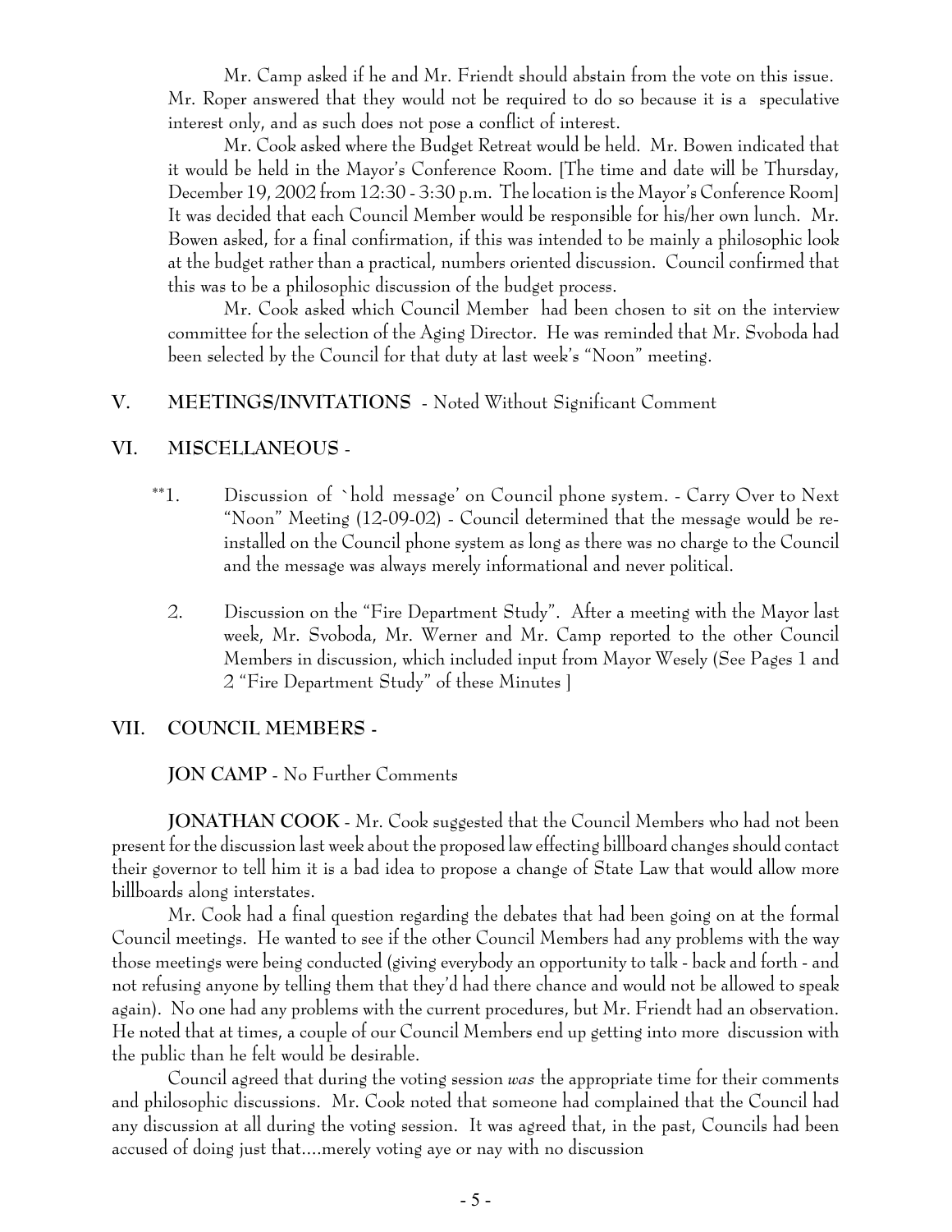Mr. Camp asked if he and Mr. Friendt should abstain from the vote on this issue. Mr. Roper answered that they would not be required to do so because it is a speculative interest only, and as such does not pose a conflict of interest.

Mr. Cook asked where the Budget Retreat would be held. Mr. Bowen indicated that it would be held in the Mayor's Conference Room. [The time and date will be Thursday, December 19, 2002 from 12:30 - 3:30 p.m. The location is the Mayor's Conference Room] It was decided that each Council Member would be responsible for his/her own lunch. Mr. Bowen asked, for a final confirmation, if this was intended to be mainly a philosophic look at the budget rather than a practical, numbers oriented discussion. Council confirmed that this was to be a philosophic discussion of the budget process.

Mr. Cook asked which Council Member had been chosen to sit on the interview committee for the selection of the Aging Director. He was reminded that Mr. Svoboda had been selected by the Council for that duty at last week's "Noon" meeting.

## V. MEETINGS/INVITATIONS - Noted Without Significant Comment

## VI. MISCELLANEOUS -

**1. Discussion of `hold message' on Council phone system. - Carry Over to Next "Noon" Meeting (12-09-02) - Council determined that the message would be re-installed on the Council phone system as long as there was no charge to the Council and the message was always merely informational and never political.

2. Discussion on the "Fire Department Study". After a meeting with the Mayor last week, Mr. Svoboda, Mr. Werner and Mr. Camp reported to the other Council Members in discussion, which included input from Mayor Wesely (See Pages 1 and 2 "Fire Department Study" of these Minutes ]

## VII. COUNCIL MEMBERS -

**JON CAMP** - No Further Comments

**JONATHAN COOK** - Mr. Cook suggested that the Council Members who had not been present for the discussion last week about the proposed law effecting billboard changes should contact their governor to tell him it is a bad idea to propose a change of State Law that would allow more billboards along interstates.

Mr. Cook had a final question regarding the debates that had been going on at the formal Council meetings. He wanted to see if the other Council Members had any problems with the way those meetings were being conducted (giving everybody an opportunity to talk - back and forth - and not refusing anyone by telling them that they'd had there chance and would not be allowed to speak again). No one had any problems with the current procedures, but Mr. Friendt had an observation. He noted that at times, a couple of our Council Members end up getting into more discussion with the public than he felt would be desirable.

Council agreed that during the voting session *was* the appropriate time for their comments and philosophic discussions. Mr. Cook noted that someone had complained that the Council had any discussion at all during the voting session. It was agreed that, in the past, Councils had been accused of doing just that....merely voting aye or nay with no discussion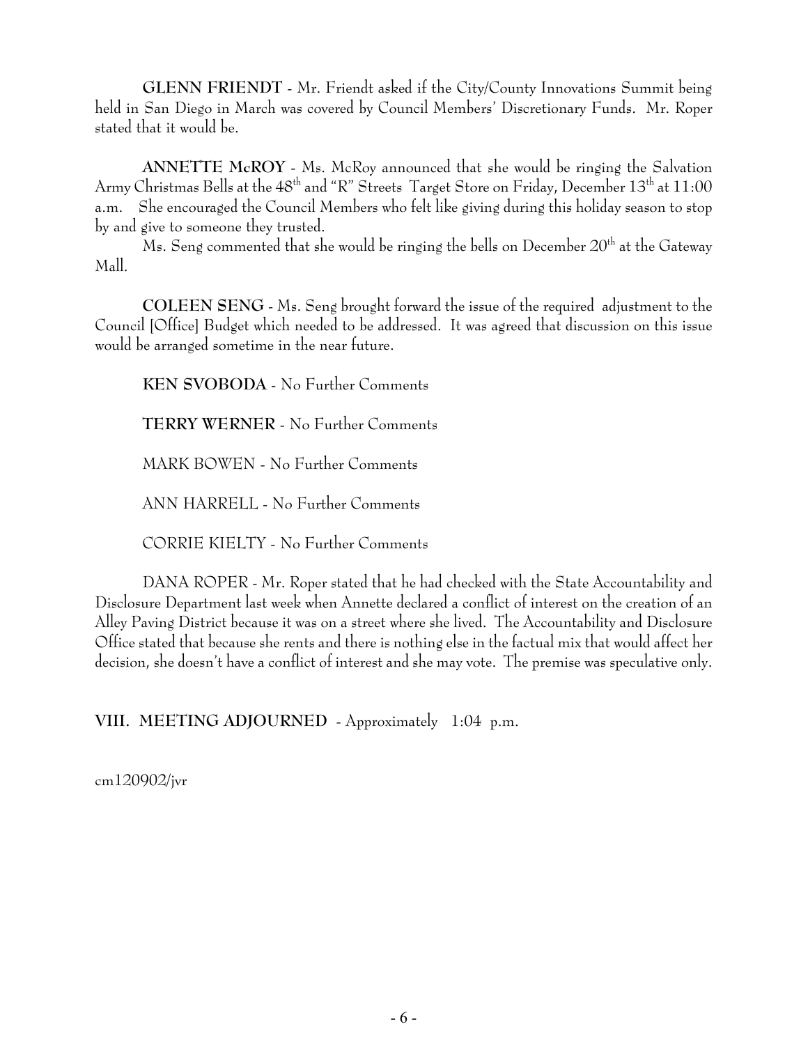**GLENN FRIENDT** - Mr. Friendt asked if the City/County Innovations Summit being held in San Diego in March was covered by Council Members' Discretionary Funds. Mr. Roper stated that it would be.

**ANNETTE McROY** - Ms. McRoy announced that she would be ringing the Salvation Army Christmas Bells at the 48th and "R" Streets Target Store on Friday, December 13th at 11:00 a.m. She encouraged the Council Members who felt like giving during this holiday season to stop by and give to someone they trusted.

Ms. Seng commented that she would be ringing the bells on December 20th at the Gateway Mall.

**COLEEN SENG** - Ms. Seng brought forward the issue of the required adjustment to the Council [Office] Budget which needed to be addressed. It was agreed that discussion on this issue would be arranged sometime in the near future.

**KEN SVOBODA** - No Further Comments

**TERRY WERNER** - No Further Comments

MARK BOWEN - No Further Comments

ANN HARRELL - No Further Comments

CORRIE KIELTY - No Further Comments

DANA ROPER - Mr. Roper stated that he had checked with the State Accountability and Disclosure Department last week when Annette declared a conflict of interest on the creation of an Alley Paving District because it was on a street where she lived. The Accountability and Disclosure Office stated that because she rents and there is nothing else in the factual mix that would affect her decision, she doesn't have a conflict of interest and she may vote. The premise was speculative only.

**VIII. MEETING ADJOURNED** - Approximately 1:04 p.m.

cm120902/jvr